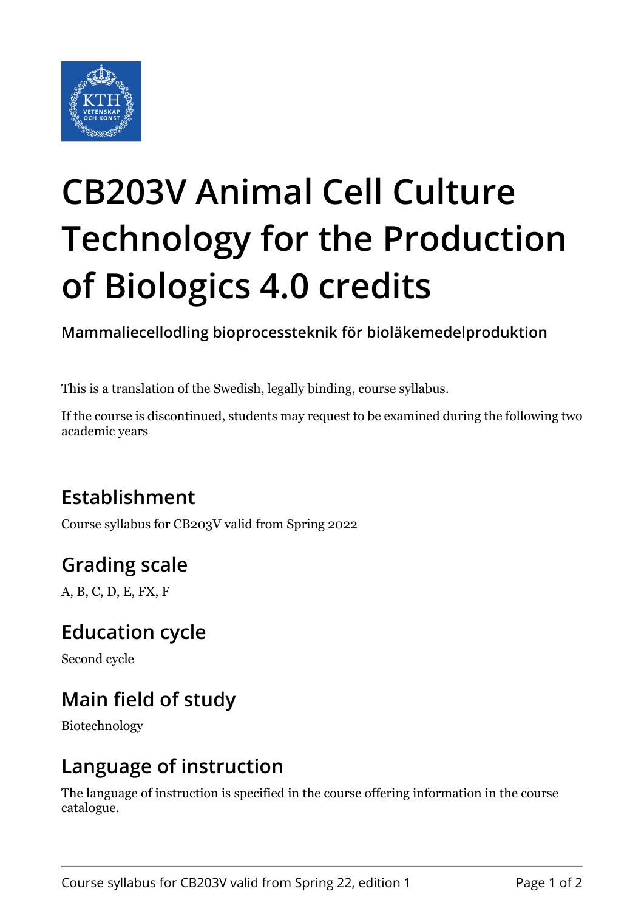# CB203V Animal Cell Culture Technology for the Production of Biologics 4.0 credits

**Mammaliecellodling bioprocessteknik för bioläkemedelproduktion**

This is a translation of the Swedish, legally binding, course syllabus.

If the course is discontinued, students may request to be examined during the following two academic years

## Establishment

Course syllabus for CB203V valid from Spring 2022

## Grading scale

A, B, C, D, E, FX, F

## Education cycle

Second cycle

## Main field of study

Biotechnology

## Language of instruction

The language of instruction is specified in the course offering information in the course catalogue.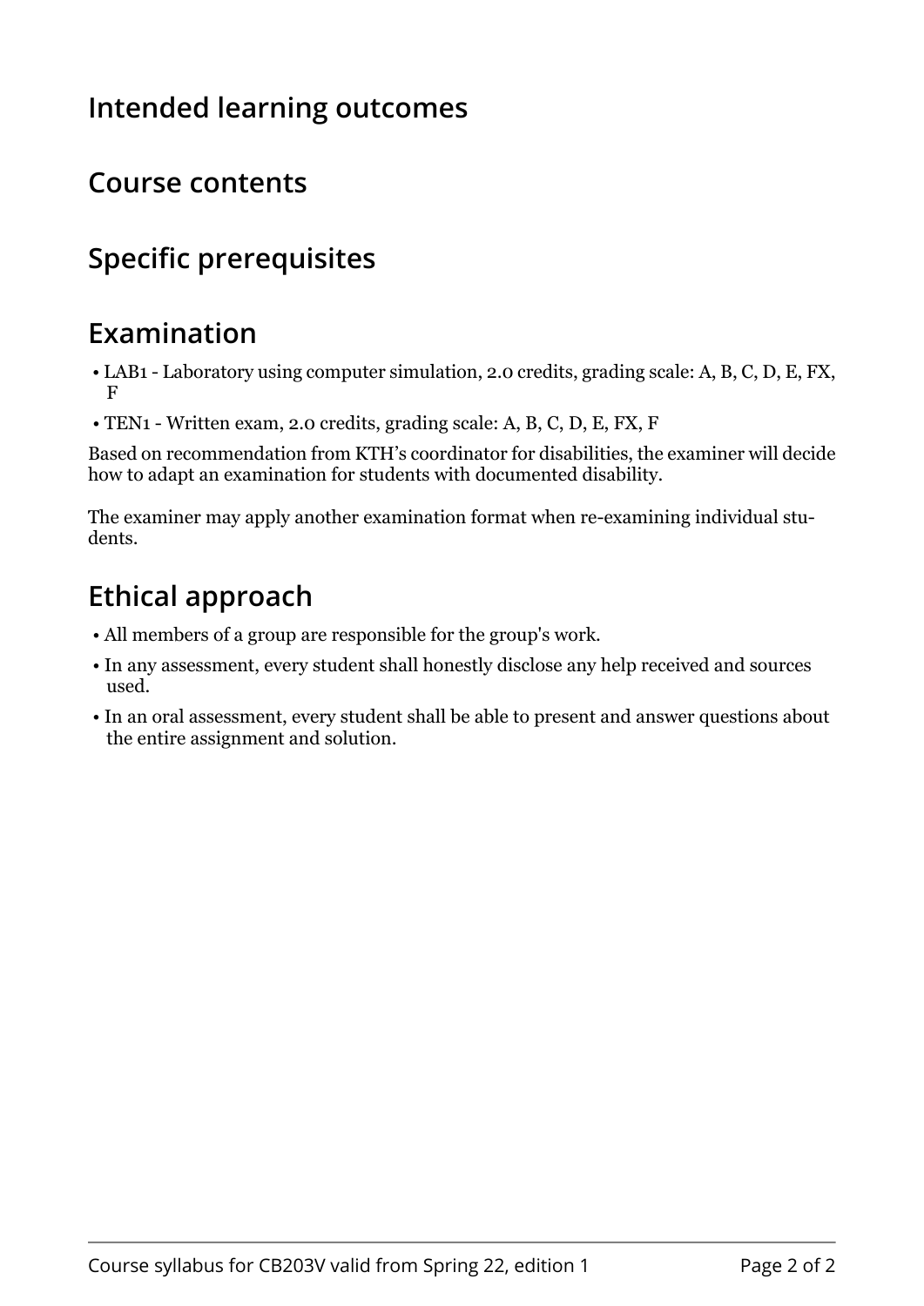## Intended learning outcomes

## Course contents

## Specific prerequisites

## Examination

- LAB1 - Laboratory using computer simulation, 2.0 credits, grading scale: A, B, C, D, E, FX, F
- TEN1 - Written exam, 2.0 credits, grading scale: A, B, C, D, E, FX, F

Based on recommendation from KTH's coordinator for disabilities, the examiner will decide how to adapt an examination for students with documented disability.

The examiner may apply another examination format when re-examining individual students.

## Ethical approach

- All members of a group are responsible for the group's work.
- In any assessment, every student shall honestly disclose any help received and sources used.
- In an oral assessment, every student shall be able to present and answer questions about the entire assignment and solution.